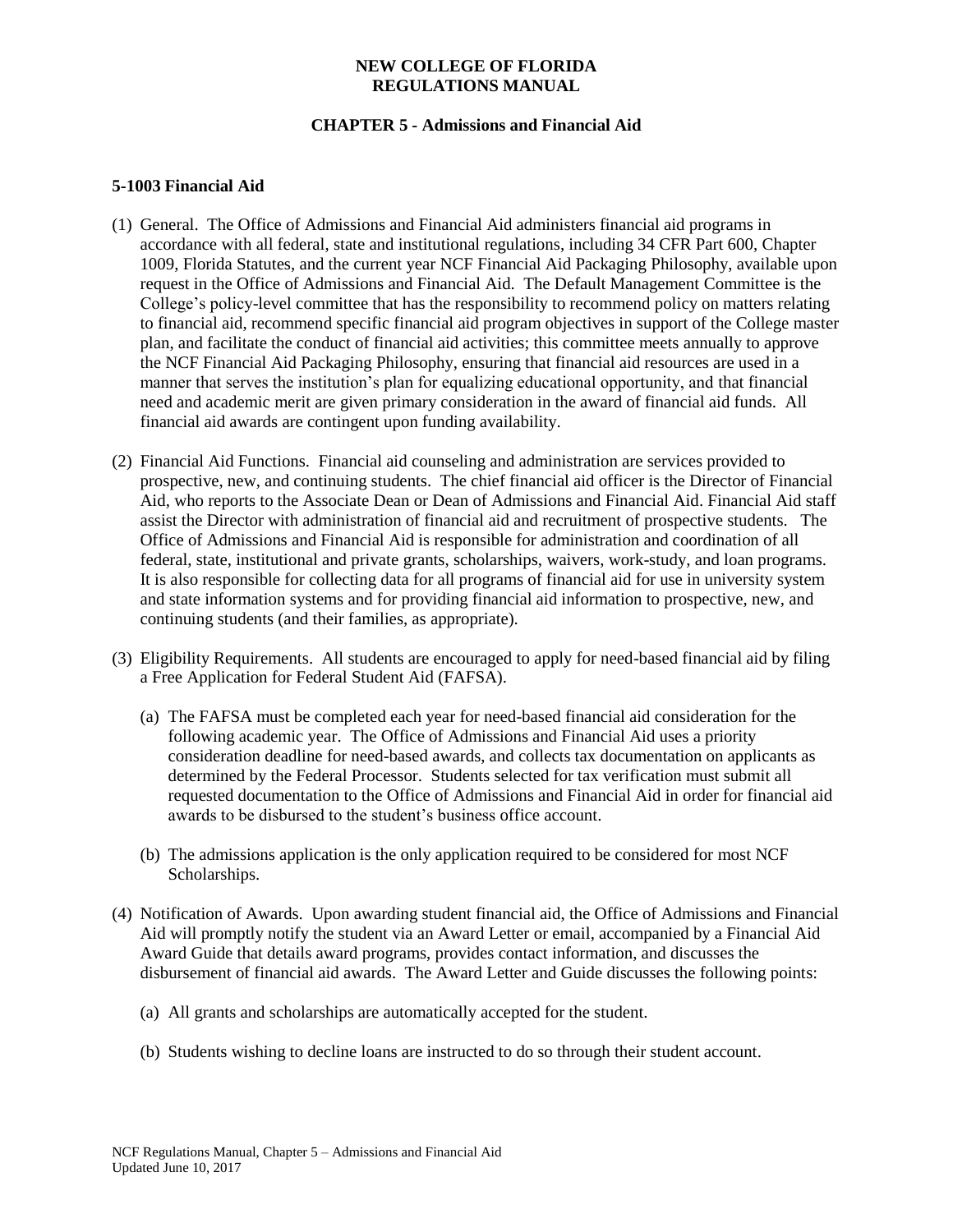**NEW COLLEGE OF FLORIDA**
**REGULATIONS MANUAL**

**CHAPTER 5 - Admissions and Financial Aid**

## 5-1003 Financial Aid

(1) General. The Office of Admissions and Financial Aid administers financial aid programs in accordance with all federal, state and institutional regulations, including 34 CFR Part 600, Chapter 1009, Florida Statutes, and the current year NCF Financial Aid Packaging Philosophy, available upon request in the Office of Admissions and Financial Aid. The Default Management Committee is the College's policy-level committee that has the responsibility to recommend policy on matters relating to financial aid, recommend specific financial aid program objectives in support of the College master plan, and facilitate the conduct of financial aid activities; this committee meets annually to approve the NCF Financial Aid Packaging Philosophy, ensuring that financial aid resources are used in a manner that serves the institution's plan for equalizing educational opportunity, and that financial need and academic merit are given primary consideration in the award of financial aid funds. All financial aid awards are contingent upon funding availability.

(2) Financial Aid Functions. Financial aid counseling and administration are services provided to prospective, new, and continuing students. The chief financial aid officer is the Director of Financial Aid, who reports to the Associate Dean or Dean of Admissions and Financial Aid. Financial Aid staff assist the Director with administration of financial aid and recruitment of prospective students. The Office of Admissions and Financial Aid is responsible for administration and coordination of all federal, state, institutional and private grants, scholarships, waivers, work-study, and loan programs. It is also responsible for collecting data for all programs of financial aid for use in university system and state information systems and for providing financial aid information to prospective, new, and continuing students (and their families, as appropriate).

(3) Eligibility Requirements. All students are encouraged to apply for need-based financial aid by filing a Free Application for Federal Student Aid (FAFSA).

  (a) The FAFSA must be completed each year for need-based financial aid consideration for the following academic year. The Office of Admissions and Financial Aid uses a priority consideration deadline for need-based awards, and collects tax documentation on applicants as determined by the Federal Processor. Students selected for tax verification must submit all requested documentation to the Office of Admissions and Financial Aid in order for financial aid awards to be disbursed to the student's business office account.

  (b) The admissions application is the only application required to be considered for most NCF Scholarships.

(4) Notification of Awards. Upon awarding student financial aid, the Office of Admissions and Financial Aid will promptly notify the student via an Award Letter or email, accompanied by a Financial Aid Award Guide that details award programs, provides contact information, and discusses the disbursement of financial aid awards. The Award Letter and Guide discusses the following points:

  (a) All grants and scholarships are automatically accepted for the student.

  (b) Students wishing to decline loans are instructed to do so through their student account.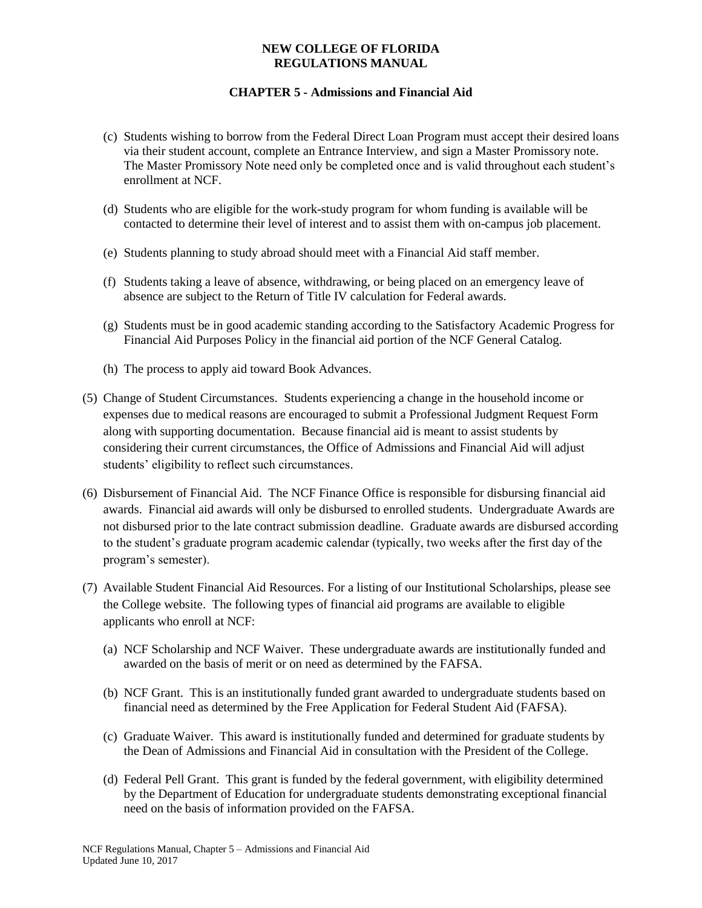(c) Students wishing to borrow from the Federal Direct Loan Program must accept their desired loans via their student account, complete an Entrance Interview, and sign a Master Promissory note. The Master Promissory Note need only be completed once and is valid throughout each student's enrollment at NCF.

(d) Students who are eligible for the work-study program for whom funding is available will be contacted to determine their level of interest and to assist them with on-campus job placement.

(e) Students planning to study abroad should meet with a Financial Aid staff member.

(f) Students taking a leave of absence, withdrawing, or being placed on an emergency leave of absence are subject to the Return of Title IV calculation for Federal awards.

(g) Students must be in good academic standing according to the Satisfactory Academic Progress for Financial Aid Purposes Policy in the financial aid portion of the NCF General Catalog.

(h) The process to apply aid toward Book Advances.

(5) Change of Student Circumstances. Students experiencing a change in the household income or expenses due to medical reasons are encouraged to submit a Professional Judgment Request Form along with supporting documentation. Because financial aid is meant to assist students by considering their current circumstances, the Office of Admissions and Financial Aid will adjust students' eligibility to reflect such circumstances.

(6) Disbursement of Financial Aid. The NCF Finance Office is responsible for disbursing financial aid awards. Financial aid awards will only be disbursed to enrolled students. Undergraduate Awards are not disbursed prior to the late contract submission deadline. Graduate awards are disbursed according to the student's graduate program academic calendar (typically, two weeks after the first day of the program's semester).

(7) Available Student Financial Aid Resources. For a listing of our Institutional Scholarships, please see the College website. The following types of financial aid programs are available to eligible applicants who enroll at NCF:

(a) NCF Scholarship and NCF Waiver. These undergraduate awards are institutionally funded and awarded on the basis of merit or on need as determined by the FAFSA.

(b) NCF Grant. This is an institutionally funded grant awarded to undergraduate students based on financial need as determined by the Free Application for Federal Student Aid (FAFSA).

(c) Graduate Waiver. This award is institutionally funded and determined for graduate students by the Dean of Admissions and Financial Aid in consultation with the President of the College.

(d) Federal Pell Grant. This grant is funded by the federal government, with eligibility determined by the Department of Education for undergraduate students demonstrating exceptional financial need on the basis of information provided on the FAFSA.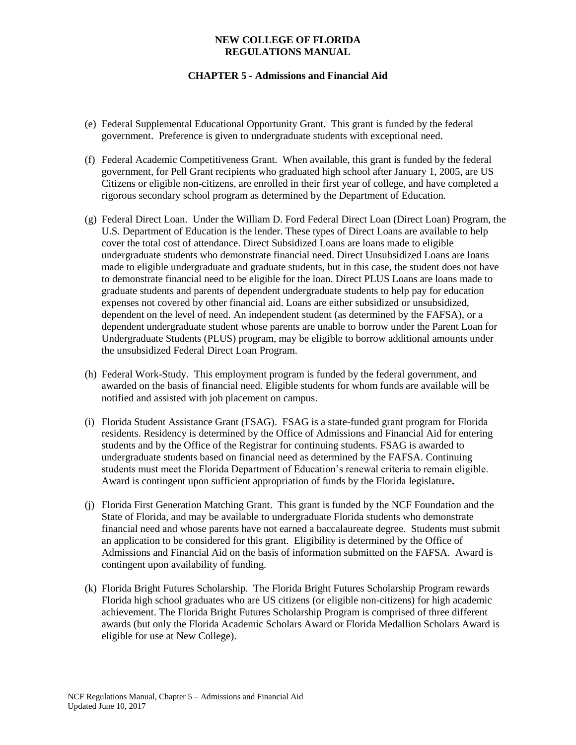(e) Federal Supplemental Educational Opportunity Grant. This grant is funded by the federal government. Preference is given to undergraduate students with exceptional need.

(f) Federal Academic Competitiveness Grant. When available, this grant is funded by the federal government, for Pell Grant recipients who graduated high school after January 1, 2005, are US Citizens or eligible non-citizens, are enrolled in their first year of college, and have completed a rigorous secondary school program as determined by the Department of Education.

(g) Federal Direct Loan. Under the William D. Ford Federal Direct Loan (Direct Loan) Program, the U.S. Department of Education is the lender. These types of Direct Loans are available to help cover the total cost of attendance. Direct Subsidized Loans are loans made to eligible undergraduate students who demonstrate financial need. Direct Unsubsidized Loans are loans made to eligible undergraduate and graduate students, but in this case, the student does not have to demonstrate financial need to be eligible for the loan. Direct PLUS Loans are loans made to graduate students and parents of dependent undergraduate students to help pay for education expenses not covered by other financial aid. Loans are either subsidized or unsubsidized, dependent on the level of need. An independent student (as determined by the FAFSA), or a dependent undergraduate student whose parents are unable to borrow under the Parent Loan for Undergraduate Students (PLUS) program, may be eligible to borrow additional amounts under the unsubsidized Federal Direct Loan Program.

(h) Federal Work-Study. This employment program is funded by the federal government, and awarded on the basis of financial need. Eligible students for whom funds are available will be notified and assisted with job placement on campus.

(i) Florida Student Assistance Grant (FSAG). FSAG is a state-funded grant program for Florida residents. Residency is determined by the Office of Admissions and Financial Aid for entering students and by the Office of the Registrar for continuing students. FSAG is awarded to undergraduate students based on financial need as determined by the FAFSA. Continuing students must meet the Florida Department of Education's renewal criteria to remain eligible. Award is contingent upon sufficient appropriation of funds by the Florida legislature**.**

(j) Florida First Generation Matching Grant. This grant is funded by the NCF Foundation and the State of Florida, and may be available to undergraduate Florida students who demonstrate financial need and whose parents have not earned a baccalaureate degree. Students must submit an application to be considered for this grant. Eligibility is determined by the Office of Admissions and Financial Aid on the basis of information submitted on the FAFSA. Award is contingent upon availability of funding.

(k) Florida Bright Futures Scholarship. The Florida Bright Futures Scholarship Program rewards Florida high school graduates who are US citizens (or eligible non-citizens) for high academic achievement. The Florida Bright Futures Scholarship Program is comprised of three different awards (but only the Florida Academic Scholars Award or Florida Medallion Scholars Award is eligible for use at New College).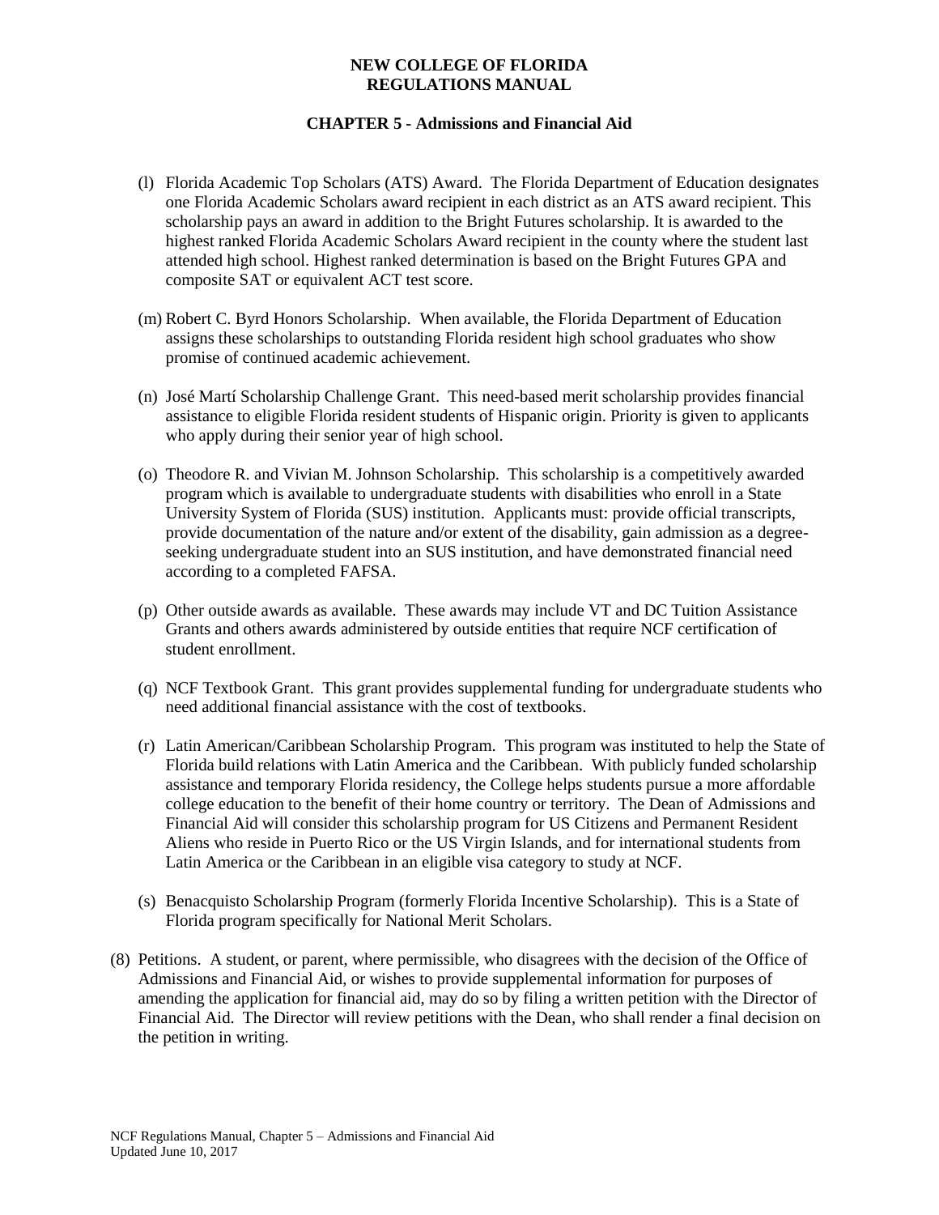**NEW COLLEGE OF FLORIDA**
**REGULATIONS MANUAL**

**CHAPTER 5 - Admissions and Financial Aid**

(l) Florida Academic Top Scholars (ATS) Award. The Florida Department of Education designates one Florida Academic Scholars award recipient in each district as an ATS award recipient. This scholarship pays an award in addition to the Bright Futures scholarship. It is awarded to the highest ranked Florida Academic Scholars Award recipient in the county where the student last attended high school. Highest ranked determination is based on the Bright Futures GPA and composite SAT or equivalent ACT test score.

(m) Robert C. Byrd Honors Scholarship. When available, the Florida Department of Education assigns these scholarships to outstanding Florida resident high school graduates who show promise of continued academic achievement.

(n) José Martí Scholarship Challenge Grant. This need-based merit scholarship provides financial assistance to eligible Florida resident students of Hispanic origin. Priority is given to applicants who apply during their senior year of high school.

(o) Theodore R. and Vivian M. Johnson Scholarship. This scholarship is a competitively awarded program which is available to undergraduate students with disabilities who enroll in a State University System of Florida (SUS) institution. Applicants must: provide official transcripts, provide documentation of the nature and/or extent of the disability, gain admission as a degree-seeking undergraduate student into an SUS institution, and have demonstrated financial need according to a completed FAFSA.

(p) Other outside awards as available. These awards may include VT and DC Tuition Assistance Grants and others awards administered by outside entities that require NCF certification of student enrollment.

(q) NCF Textbook Grant. This grant provides supplemental funding for undergraduate students who need additional financial assistance with the cost of textbooks.

(r) Latin American/Caribbean Scholarship Program. This program was instituted to help the State of Florida build relations with Latin America and the Caribbean. With publicly funded scholarship assistance and temporary Florida residency, the College helps students pursue a more affordable college education to the benefit of their home country or territory. The Dean of Admissions and Financial Aid will consider this scholarship program for US Citizens and Permanent Resident Aliens who reside in Puerto Rico or the US Virgin Islands, and for international students from Latin America or the Caribbean in an eligible visa category to study at NCF.

(s) Benacquisto Scholarship Program (formerly Florida Incentive Scholarship). This is a State of Florida program specifically for National Merit Scholars.

(8) Petitions. A student, or parent, where permissible, who disagrees with the decision of the Office of Admissions and Financial Aid, or wishes to provide supplemental information for purposes of amending the application for financial aid, may do so by filing a written petition with the Director of Financial Aid. The Director will review petitions with the Dean, who shall render a final decision on the petition in writing.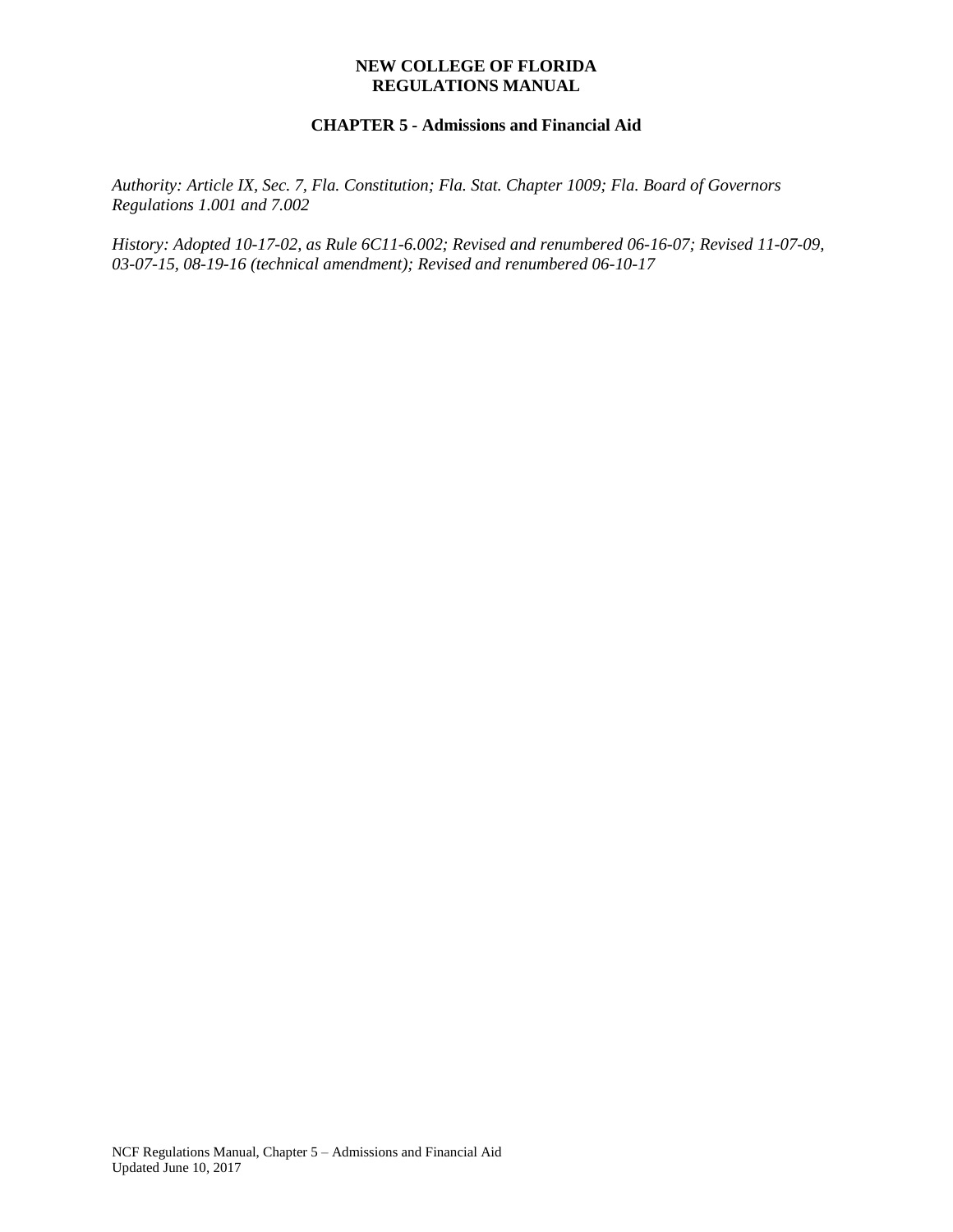**NEW COLLEGE OF FLORIDA**
**REGULATIONS MANUAL**

**CHAPTER 5 - Admissions and Financial Aid**

*Authority: Article IX, Sec. 7, Fla. Constitution; Fla. Stat. Chapter 1009; Fla. Board of Governors Regulations 1.001 and 7.002*

*History: Adopted 10-17-02, as Rule 6C11-6.002; Revised and renumbered 06-16-07; Revised 11-07-09, 03-07-15, 08-19-16 (technical amendment); Revised and renumbered 06-10-17*